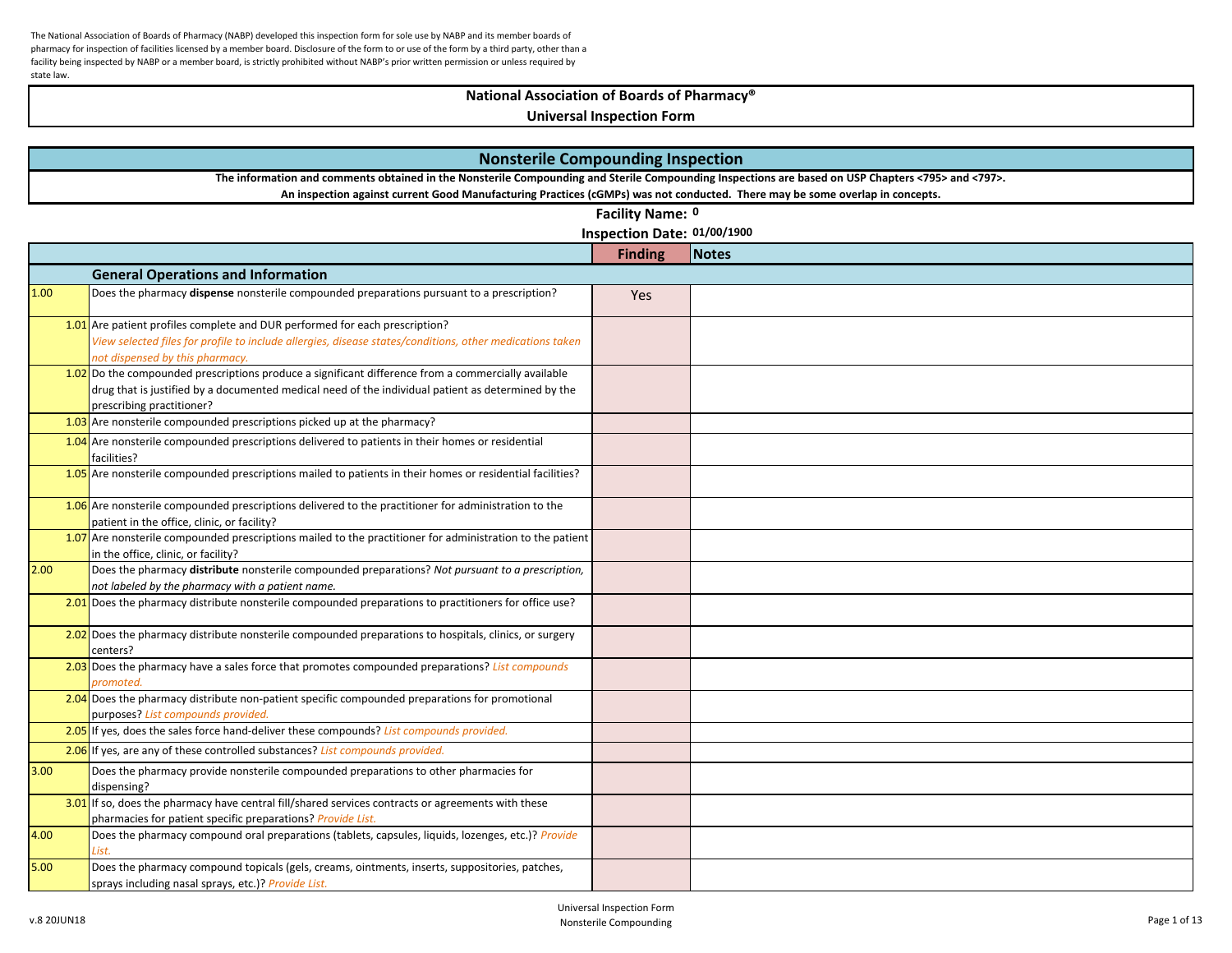The National Association of Boards of Pharmacy (NABP) developed this inspection form for sole use by NABP and its member boards of pharmacy for inspection of facilities licensed by a member board. Disclosure of the form to or use of the form by a third party, other than a facility being inspected by NABP or a member board, is strictly prohibited without NABP's prior written permission or unless required by state law.

# National Association of Boards of Pharmacy®
## Universal Inspection Form

## Nonsterile Compounding Inspection

**The information and comments obtained in the Nonsterile Compounding and Sterile Compounding Inspections are based on USP Chapters <795> and <797>.**
**An inspection against current Good Manufacturing Practices (cGMPs) was not conducted. There may be some overlap in concepts.**

**Facility Name:** 0
**Inspection Date:** 01/00/1900

| | | Finding | Notes |
|---|---|---|---|
| | **General Operations and Information** | | |
| 1.00 | Does the pharmacy **dispense** nonsterile compounded preparations pursuant to a prescription? | Yes | |
| 1.01 | Are patient profiles complete and DUR performed for each prescription? *View selected files for profile to include allergies, disease states/conditions, other medications taken not dispensed by this pharmacy.* | | |
| 1.02 | Do the compounded prescriptions produce a significant difference from a commercially available drug that is justified by a documented medical need of the individual patient as determined by the prescribing practitioner? | | |
| 1.03 | Are nonsterile compounded prescriptions picked up at the pharmacy? | | |
| 1.04 | Are nonsterile compounded prescriptions delivered to patients in their homes or residential facilities? | | |
| 1.05 | Are nonsterile compounded prescriptions mailed to patients in their homes or residential facilities? | | |
| 1.06 | Are nonsterile compounded prescriptions delivered to the practitioner for administration to the patient in the office, clinic, or facility? | | |
| 1.07 | Are nonsterile compounded prescriptions mailed to the practitioner for administration to the patient in the office, clinic, or facility? | | |
| 2.00 | Does the pharmacy **distribute** nonsterile compounded preparations? *Not pursuant to a prescription, not labeled by the pharmacy with a patient name.* | | |
| 2.01 | Does the pharmacy distribute nonsterile compounded preparations to practitioners for office use? | | |
| 2.02 | Does the pharmacy distribute nonsterile compounded preparations to hospitals, clinics, or surgery centers? | | |
| 2.03 | Does the pharmacy have a sales force that promotes compounded preparations? *List compounds promoted.* | | |
| 2.04 | Does the pharmacy distribute non-patient specific compounded preparations for promotional purposes? *List compounds provided.* | | |
| 2.05 | If yes, does the sales force hand-deliver these compounds? *List compounds provided.* | | |
| 2.06 | If yes, are any of these controlled substances? *List compounds provided.* | | |
| 3.00 | Does the pharmacy provide nonsterile compounded preparations to other pharmacies for dispensing? | | |
| 3.01 | If so, does the pharmacy have central fill/shared services contracts or agreements with these pharmacies for patient specific preparations? *Provide List.* | | |
| 4.00 | Does the pharmacy compound oral preparations (tablets, capsules, liquids, lozenges, etc.)? *Provide List.* | | |
| 5.00 | Does the pharmacy compound topicals (gels, creams, ointments, inserts, suppositories, patches, sprays including nasal sprays, etc.)? *Provide List.* | | |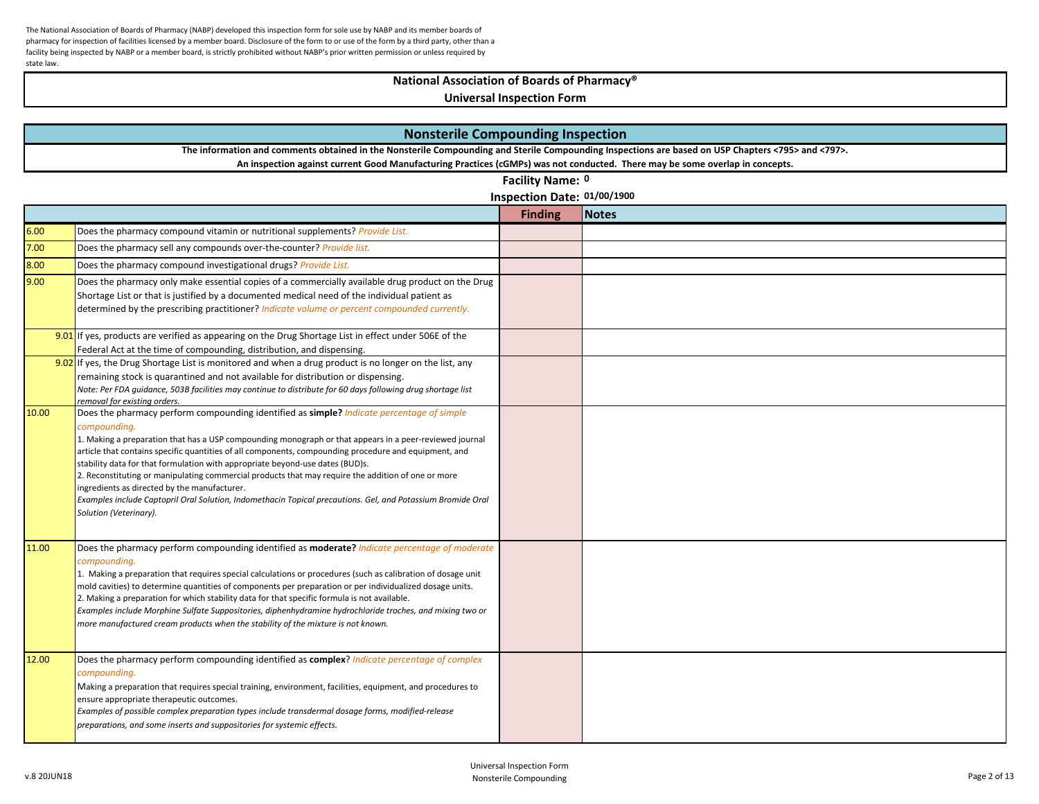The National Association of Boards of Pharmacy (NABP) developed this inspection form for sole use by NABP and its member boards of pharmacy for inspection of facilities licensed by a member board. Disclosure of the form to or use of the form by a third party, other than a facility being inspected by NABP or a member board, is strictly prohibited without NABP's prior written permission or unless required by state law.

# National Association of Boards of Pharmacy®
## Universal Inspection Form

## Nonsterile Compounding Inspection

**The information and comments obtained in the Nonsterile Compounding and Sterile Compounding Inspections are based on USP Chapters <795> and <797>.**
**An inspection against current Good Manufacturing Practices (cGMPs) was not conducted. There may be some overlap in concepts.**

**Facility Name:** 0

**Inspection Date:** 01/00/1900

| | | Finding | Notes |
|---|---|---|---|
| 6.00 | Does the pharmacy compound vitamin or nutritional supplements? *Provide List.* | | |
| 7.00 | Does the pharmacy sell any compounds over-the-counter? *Provide list.* | | |
| 8.00 | Does the pharmacy compound investigational drugs? *Provide List.* | | |
| 9.00 | Does the pharmacy only make essential copies of a commercially available drug product on the Drug Shortage List or that is justified by a documented medical need of the individual patient as determined by the prescribing practitioner? *Indicate volume or percent compounded currently.* | | |
| 9.01 | If yes, products are verified as appearing on the Drug Shortage List in effect under 506E of the Federal Act at the time of compounding, distribution, and dispensing. | | |
| 9.02 | If yes, the Drug Shortage List is monitored and when a drug product is no longer on the list, any remaining stock is quarantined and not available for distribution or dispensing. *Note: Per FDA guidance, 503B facilities may continue to distribute for 60 days following drug shortage list removal for existing orders.* | | |
| 10.00 | Does the pharmacy perform compounding identified as **simple?** *Indicate percentage of simple compounding.* 1. Making a preparation that has a USP compounding monograph or that appears in a peer-reviewed journal article that contains specific quantities of all components, compounding procedure and equipment, and stability data for that formulation with appropriate beyond-use dates (BUD)s. 2. Reconstituting or manipulating commercial products that may require the addition of one or more ingredients as directed by the manufacturer. *Examples include Captopril Oral Solution, Indomethacin Topical precautions. Gel, and Potassium Bromide Oral Solution (Veterinary).* | | |
| 11.00 | Does the pharmacy perform compounding identified as **moderate?** *Indicate percentage of moderate compounding.* 1. Making a preparation that requires special calculations or procedures (such as calibration of dosage unit mold cavities) to determine quantities of components per preparation or per individualized dosage units. 2. Making a preparation for which stability data for that specific formula is not available. *Examples include Morphine Sulfate Suppositories, diphenhydramine hydrochloride troches, and mixing two or more manufactured cream products when the stability of the mixture is not known.* | | |
| 12.00 | Does the pharmacy perform compounding identified as **complex**? *Indicate percentage of complex compounding.* Making a preparation that requires special training, environment, facilities, equipment, and procedures to ensure appropriate therapeutic outcomes. *Examples of possible complex preparation types include transdermal dosage forms, modified-release preparations, and some inserts and suppositories for systemic effects.* | | |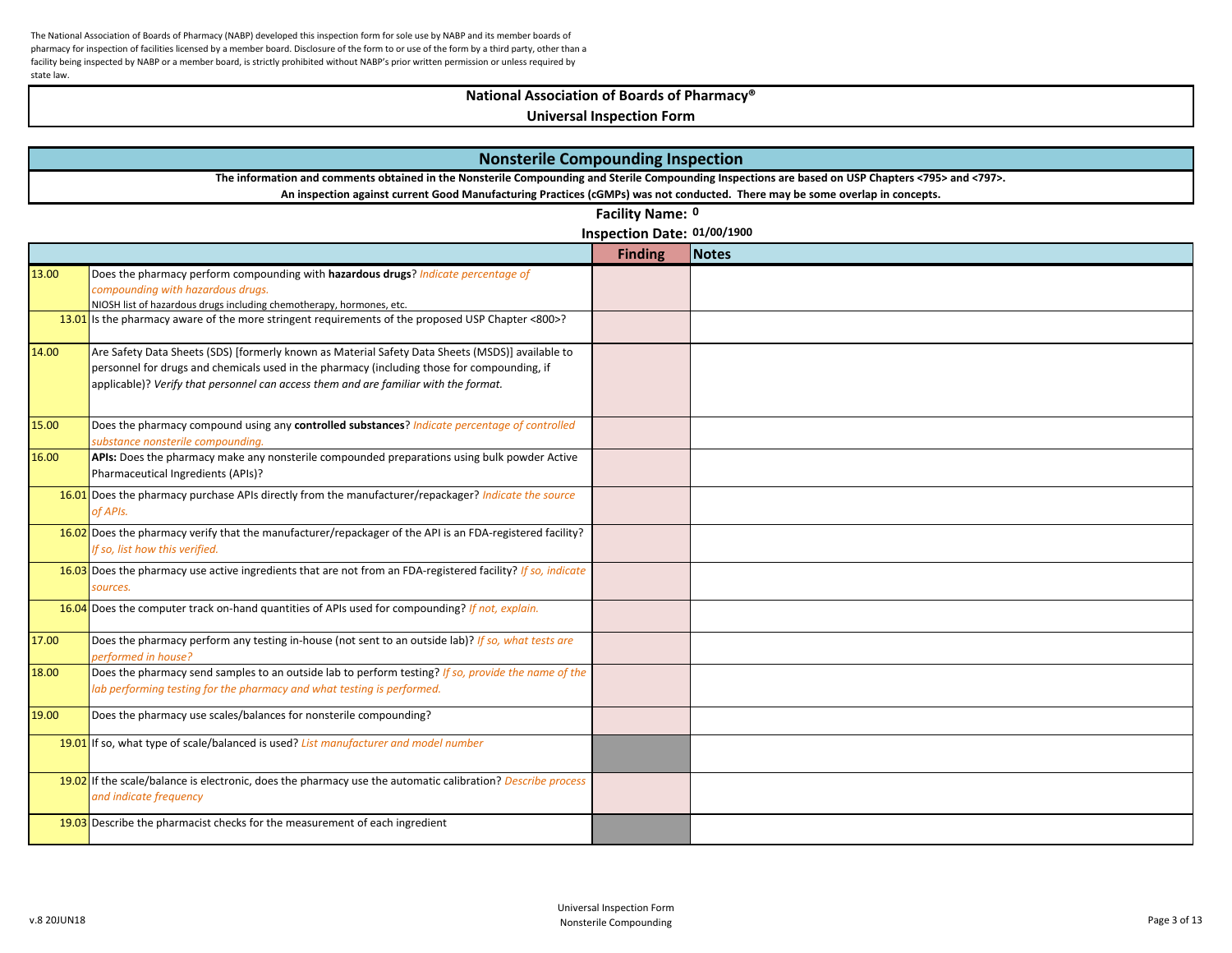The National Association of Boards of Pharmacy (NABP) developed this inspection form for sole use by NABP and its member boards of pharmacy for inspection of facilities licensed by a member board. Disclosure of the form to or use of the form by a third party, other than a facility being inspected by NABP or a member board, is strictly prohibited without NABP's prior written permission or unless required by state law.

# National Association of Boards of Pharmacy®

## Universal Inspection Form

## Nonsterile Compounding Inspection

**The information and comments obtained in the Nonsterile Compounding and Sterile Compounding Inspections are based on USP Chapters <795> and <797>.**

**An inspection against current Good Manufacturing Practices (cGMPs) was not conducted. There may be some overlap in concepts.**

**Facility Name:** 0

**Inspection Date:** 01/00/1900

| | | Finding | Notes |
|---|---|---|---|
| 13.00 | Does the pharmacy perform compounding with **hazardous drugs**? *Indicate percentage of compounding with hazardous drugs.* NIOSH list of hazardous drugs including chemotherapy, hormones, etc. | | |
| 13.01 | Is the pharmacy aware of the more stringent requirements of the proposed USP Chapter <800>? | | |
| 14.00 | Are Safety Data Sheets (SDS) [formerly known as Material Safety Data Sheets (MSDS)] available to personnel for drugs and chemicals used in the pharmacy (including those for compounding, if applicable)? *Verify that personnel can access them and are familiar with the format.* | | |
| 15.00 | Does the pharmacy compound using any **controlled substances**? *Indicate percentage of controlled substance nonsterile compounding.* | | |
| 16.00 | **APIs:** Does the pharmacy make any nonsterile compounded preparations using bulk powder Active Pharmaceutical Ingredients (APIs)? | | |
| 16.01 | Does the pharmacy purchase APIs directly from the manufacturer/repackager? *Indicate the source of APIs.* | | |
| 16.02 | Does the pharmacy verify that the manufacturer/repackager of the API is an FDA-registered facility? *If so, list how this verified.* | | |
| 16.03 | Does the pharmacy use active ingredients that are not from an FDA-registered facility? *If so, indicate sources.* | | |
| 16.04 | Does the computer track on-hand quantities of APIs used for compounding? *If not, explain.* | | |
| 17.00 | Does the pharmacy perform any testing in-house (not sent to an outside lab)? *If so, what tests are performed in house?* | | |
| 18.00 | Does the pharmacy send samples to an outside lab to perform testing? *If so, provide the name of the lab performing testing for the pharmacy and what testing is performed.* | | |
| 19.00 | Does the pharmacy use scales/balances for nonsterile compounding? | | |
| 19.01 | If so, what type of scale/balanced is used? *List manufacturer and model number* | | |
| 19.02 | If the scale/balance is electronic, does the pharmacy use the automatic calibration? *Describe process and indicate frequency* | | |
| 19.03 | Describe the pharmacist checks for the measurement of each ingredient | | |

v.8 20JUN18

Universal Inspection Form
Nonsterile Compounding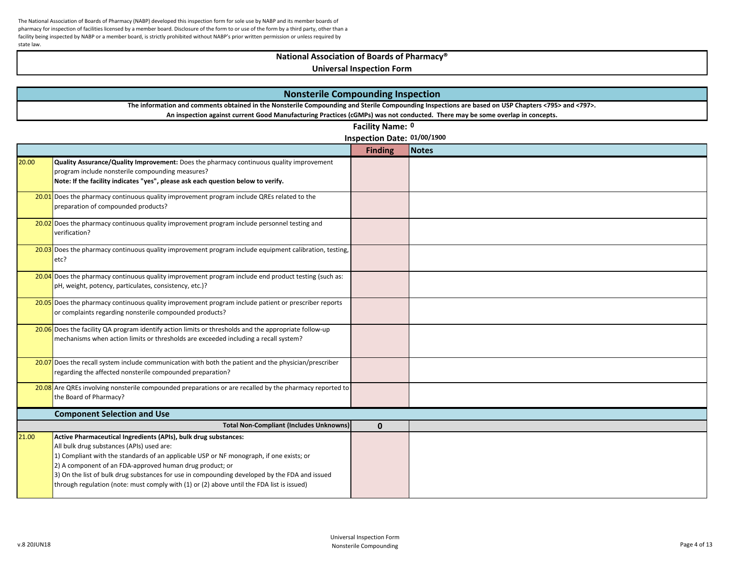The National Association of Boards of Pharmacy (NABP) developed this inspection form for sole use by NABP and its member boards of pharmacy for inspection of facilities licensed by a member board. Disclosure of the form to or use of the form by a third party, other than a facility being inspected by NABP or a member board, is strictly prohibited without NABP's prior written permission or unless required by state law.

# National Association of Boards of Pharmacy®
## Universal Inspection Form

## Nonsterile Compounding Inspection

**The information and comments obtained in the Nonsterile Compounding and Sterile Compounding Inspections are based on USP Chapters <795> and <797>.**
**An inspection against current Good Manufacturing Practices (cGMPs) was not conducted. There may be some overlap in concepts.**

**Facility Name:** 0

**Inspection Date:** 01/00/1900

| | | Finding | Notes |
|---|---|---|---|
| 20.00 | **Quality Assurance/Quality Improvement:** Does the pharmacy continuous quality improvement program include nonsterile compounding measures?<br>**Note: If the facility indicates "yes", please ask each question below to verify.** | | |
| 20.01 | Does the pharmacy continuous quality improvement program include QREs related to the preparation of compounded products? | | |
| 20.02 | Does the pharmacy continuous quality improvement program include personnel testing and verification? | | |
| 20.03 | Does the pharmacy continuous quality improvement program include equipment calibration, testing, etc? | | |
| 20.04 | Does the pharmacy continuous quality improvement program include end product testing (such as: pH, weight, potency, particulates, consistency, etc.)? | | |
| 20.05 | Does the pharmacy continuous quality improvement program include patient or prescriber reports or complaints regarding nonsterile compounded products? | | |
| 20.06 | Does the facility QA program identify action limits or thresholds and the appropriate follow-up mechanisms when action limits or thresholds are exceeded including a recall system? | | |
| 20.07 | Does the recall system include communication with both the patient and the physician/prescriber regarding the affected nonsterile compounded preparation? | | |
| 20.08 | Are QREs involving nonsterile compounded preparations or are recalled by the pharmacy reported to the Board of Pharmacy? | | |
| | **Component Selection and Use** | | |
| | **Total Non-Compliant (Includes Unknowns)** | **0** | |
| 21.00 | **Active Pharmaceutical Ingredients (APIs), bulk drug substances:**<br>All bulk drug substances (APIs) used are:<br>1) Compliant with the standards of an applicable USP or NF monograph, if one exists; or<br>2) A component of an FDA-approved human drug product; or<br>3) On the list of bulk drug substances for use in compounding developed by the FDA and issued through regulation (note: must comply with (1) or (2) above until the FDA list is issued) | | |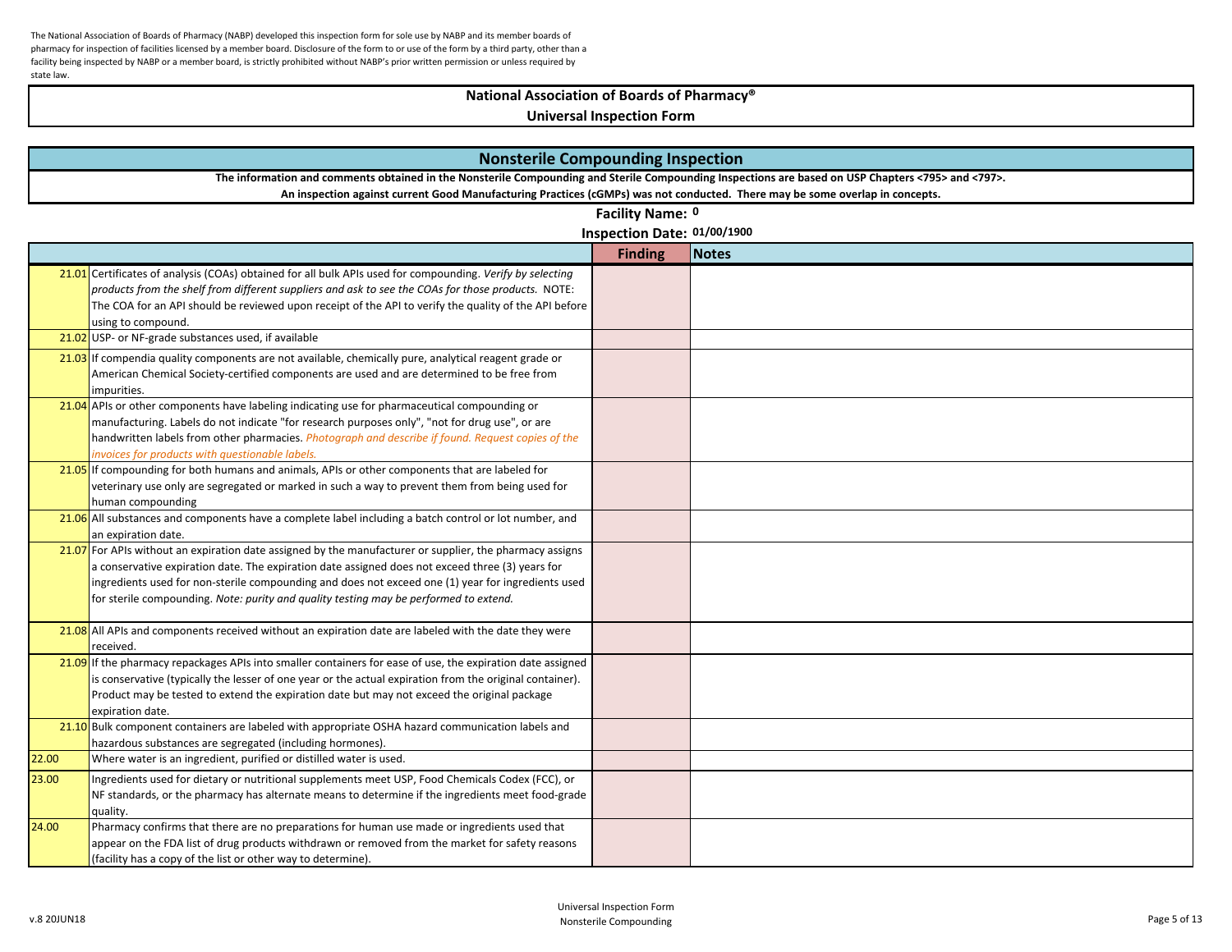The National Association of Boards of Pharmacy (NABP) developed this inspection form for sole use by NABP and its member boards of pharmacy for inspection of facilities licensed by a member board. Disclosure of the form to or use of the form by a third party, other than a facility being inspected by NABP or a member board, is strictly prohibited without NABP's prior written permission or unless required by state law.

# National Association of Boards of Pharmacy®
## Universal Inspection Form

## Nonsterile Compounding Inspection

**The information and comments obtained in the Nonsterile Compounding and Sterile Compounding Inspections are based on USP Chapters <795> and <797>.**
**An inspection against current Good Manufacturing Practices (cGMPs) was not conducted. There may be some overlap in concepts.**

**Facility Name:** 0

**Inspection Date:** 01/00/1900

| | | Finding | Notes |
|---|---|---|---|
| 21.01 | Certificates of analysis (COAs) obtained for all bulk APIs used for compounding. *Verify by selecting products from the shelf from different suppliers and ask to see the COAs for those products.* NOTE: The COA for an API should be reviewed upon receipt of the API to verify the quality of the API before using to compound. | | |
| 21.02 | USP- or NF-grade substances used, if available | | |
| 21.03 | If compendia quality components are not available, chemically pure, analytical reagent grade or American Chemical Society-certified components are used and are determined to be free from impurities. | | |
| 21.04 | APIs or other components have labeling indicating use for pharmaceutical compounding or manufacturing. Labels do not indicate "for research purposes only", "not for drug use", or are handwritten labels from other pharmacies. *Photograph and describe if found. Request copies of the invoices for products with questionable labels.* | | |
| 21.05 | If compounding for both humans and animals, APIs or other components that are labeled for veterinary use only are segregated or marked in such a way to prevent them from being used for human compounding | | |
| 21.06 | All substances and components have a complete label including a batch control or lot number, and an expiration date. | | |
| 21.07 | For APIs without an expiration date assigned by the manufacturer or supplier, the pharmacy assigns a conservative expiration date. The expiration date assigned does not exceed three (3) years for ingredients used for non-sterile compounding and does not exceed one (1) year for ingredients used for sterile compounding. *Note: purity and quality testing may be performed to extend.* | | |
| 21.08 | All APIs and components received without an expiration date are labeled with the date they were received. | | |
| 21.09 | If the pharmacy repackages APIs into smaller containers for ease of use, the expiration date assigned is conservative (typically the lesser of one year or the actual expiration from the original container). Product may be tested to extend the expiration date but may not exceed the original package expiration date. | | |
| 21.10 | Bulk component containers are labeled with appropriate OSHA hazard communication labels and hazardous substances are segregated (including hormones). | | |
| 22.00 | Where water is an ingredient, purified or distilled water is used. | | |
| 23.00 | Ingredients used for dietary or nutritional supplements meet USP, Food Chemicals Codex (FCC), or NF standards, or the pharmacy has alternate means to determine if the ingredients meet food-grade quality. | | |
| 24.00 | Pharmacy confirms that there are no preparations for human use made or ingredients used that appear on the FDA list of drug products withdrawn or removed from the market for safety reasons (facility has a copy of the list or other way to determine). | | |

v.8 20JUN18 — Universal Inspection Form — Nonsterile Compounding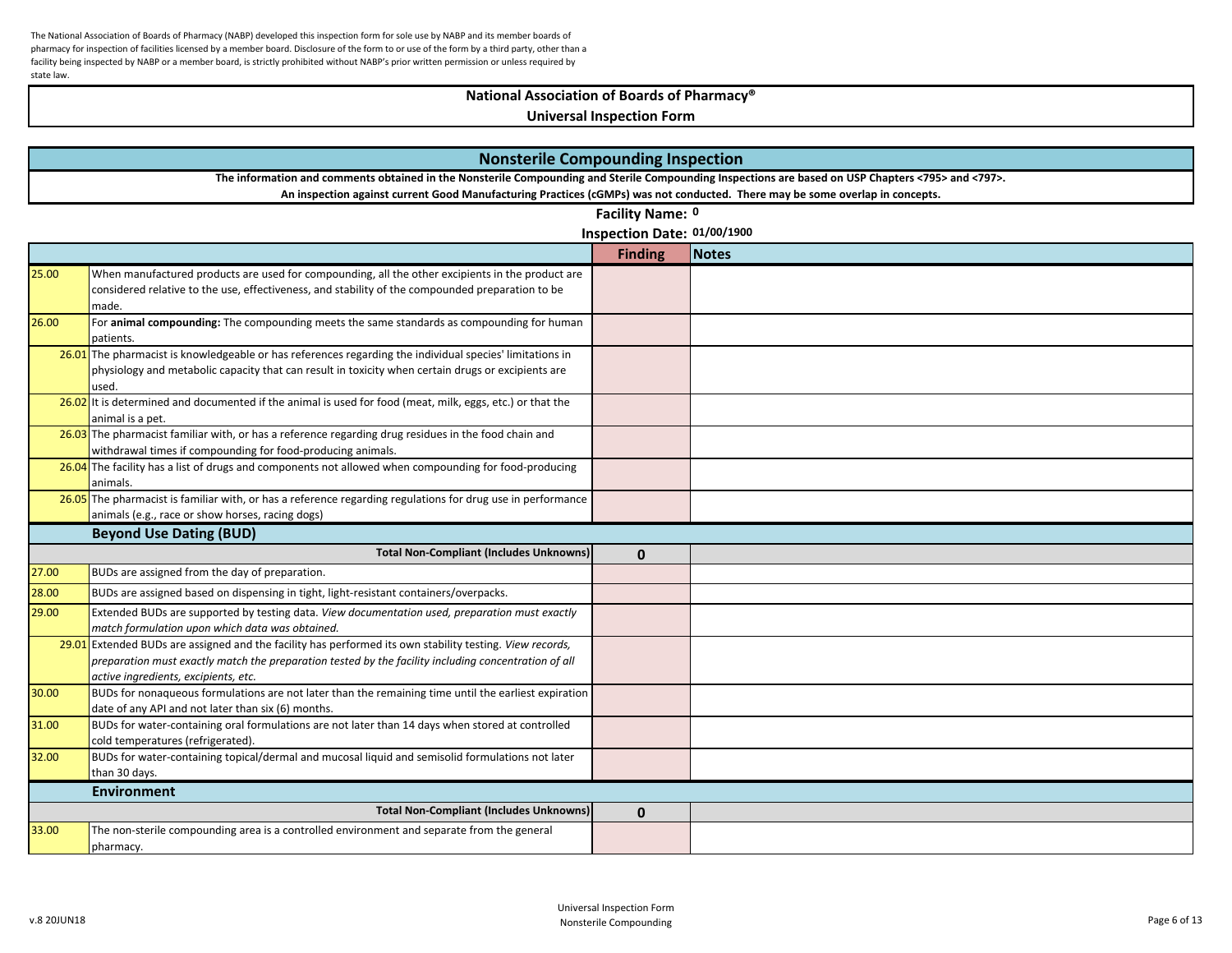The National Association of Boards of Pharmacy (NABP) developed this inspection form for sole use by NABP and its member boards of pharmacy for inspection of facilities licensed by a member board. Disclosure of the form to or use of the form by a third party, other than a facility being inspected by NABP or a member board, is strictly prohibited without NABP's prior written permission or unless required by state law.

# National Association of Boards of Pharmacy®

## Universal Inspection Form

## Nonsterile Compounding Inspection

**The information and comments obtained in the Nonsterile Compounding and Sterile Compounding Inspections are based on USP Chapters <795> and <797>.**

**An inspection against current Good Manufacturing Practices (cGMPs) was not conducted. There may be some overlap in concepts.**

**Facility Name:** 0

**Inspection Date:** 01/00/1900

| | | Finding | Notes |
|---|---|---|---|
| 25.00 | When manufactured products are used for compounding, all the other excipients in the product are considered relative to the use, effectiveness, and stability of the compounded preparation to be made. | | |
| 26.00 | For **animal compounding:** The compounding meets the same standards as compounding for human patients. | | |
| 26.01 | The pharmacist is knowledgeable or has references regarding the individual species' limitations in physiology and metabolic capacity that can result in toxicity when certain drugs or excipients are used. | | |
| 26.02 | It is determined and documented if the animal is used for food (meat, milk, eggs, etc.) or that the animal is a pet. | | |
| 26.03 | The pharmacist familiar with, or has a reference regarding drug residues in the food chain and withdrawal times if compounding for food-producing animals. | | |
| 26.04 | The facility has a list of drugs and components not allowed when compounding for food-producing animals. | | |
| 26.05 | The pharmacist is familiar with, or has a reference regarding regulations for drug use in performance animals (e.g., race or show horses, racing dogs) | | |
| | **Beyond Use Dating (BUD)** | | |
| | **Total Non-Compliant (Includes Unknowns)** | **0** | |
| 27.00 | BUDs are assigned from the day of preparation. | | |
| 28.00 | BUDs are assigned based on dispensing in tight, light-resistant containers/overpacks. | | |
| 29.00 | Extended BUDs are supported by testing data. *View documentation used, preparation must exactly match formulation upon which data was obtained.* | | |
| 29.01 | Extended BUDs are assigned and the facility has performed its own stability testing. *View records, preparation must exactly match the preparation tested by the facility including concentration of all active ingredients, excipients, etc.* | | |
| 30.00 | BUDs for nonaqueous formulations are not later than the remaining time until the earliest expiration date of any API and not later than six (6) months. | | |
| 31.00 | BUDs for water-containing oral formulations are not later than 14 days when stored at controlled cold temperatures (refrigerated). | | |
| 32.00 | BUDs for water-containing topical/dermal and mucosal liquid and semisolid formulations not later than 30 days. | | |
| | **Environment** | | |
| | **Total Non-Compliant (Includes Unknowns)** | **0** | |
| 33.00 | The non-sterile compounding area is a controlled environment and separate from the general pharmacy. | | |

v.8 20JUN18

Universal Inspection Form
Nonsterile Compounding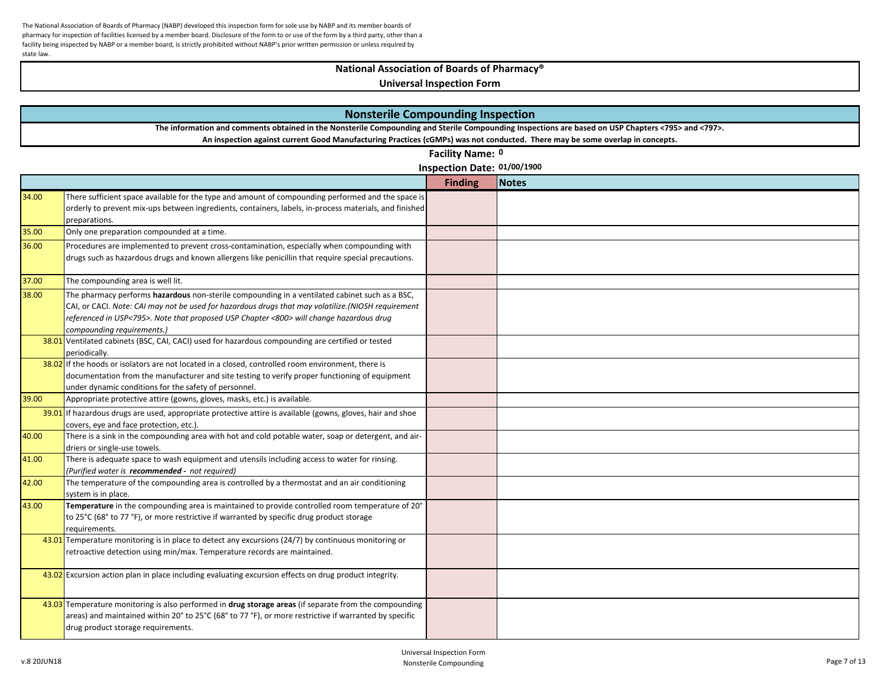The National Association of Boards of Pharmacy (NABP) developed this inspection form for sole use by NABP and its member boards of pharmacy for inspection of facilities licensed by a member board. Disclosure of the form to or use of the form by a third party, other than a facility being inspected by NABP or a member board, is strictly prohibited without NABP's prior written permission or unless required by state law.

# National Association of Boards of Pharmacy®

## Universal Inspection Form

## Nonsterile Compounding Inspection

**The information and comments obtained in the Nonsterile Compounding and Sterile Compounding Inspections are based on USP Chapters <795> and <797>.**
**An inspection against current Good Manufacturing Practices (cGMPs) was not conducted. There may be some overlap in concepts.**

**Facility Name:** 0

**Inspection Date:** 01/00/1900

| | | Finding | Notes |
|---|---|---|---|
| 34.00 | There sufficient space available for the type and amount of compounding performed and the space is orderly to prevent mix-ups between ingredients, containers, labels, in-process materials, and finished preparations. | | |
| 35.00 | Only one preparation compounded at a time. | | |
| 36.00 | Procedures are implemented to prevent cross-contamination, especially when compounding with drugs such as hazardous drugs and known allergens like penicillin that require special precautions. | | |
| 37.00 | The compounding area is well lit. | | |
| 38.00 | The pharmacy performs **hazardous** non-sterile compounding in a ventilated cabinet such as a BSC, CAI, or CACI. *Note: CAI may not be used for hazardous drugs that may volatilize.(NIOSH requirement referenced in USP<795>. Note that proposed USP Chapter <800> will change hazardous drug compounding requirements.)* | | |
| 38.01 | Ventilated cabinets (BSC, CAI, CACI) used for hazardous compounding are certified or tested periodically. | | |
| 38.02 | If the hoods or isolators are not located in a closed, controlled room environment, there is documentation from the manufacturer and site testing to verify proper functioning of equipment under dynamic conditions for the safety of personnel. | | |
| 39.00 | Appropriate protective attire (gowns, gloves, masks, etc.) is available. | | |
| 39.01 | If hazardous drugs are used, appropriate protective attire is available (gowns, gloves, hair and shoe covers, eye and face protection, etc.). | | |
| 40.00 | There is a sink in the compounding area with hot and cold potable water, soap or detergent, and air-driers or single-use towels. | | |
| 41.00 | There is adequate space to wash equipment and utensils including access to water for rinsing. *(Purified water is **recommended** - not required)* | | |
| 42.00 | The temperature of the compounding area is controlled by a thermostat and an air conditioning system is in place. | | |
| 43.00 | **Temperature** in the compounding area is maintained to provide controlled room temperature of 20° to 25°C (68° to 77 °F), or more restrictive if warranted by specific drug product storage requirements. | | |
| 43.01 | Temperature monitoring is in place to detect any excursions (24/7) by continuous monitoring or retroactive detection using min/max. Temperature records are maintained. | | |
| 43.02 | Excursion action plan in place including evaluating excursion effects on drug product integrity. | | |
| 43.03 | Temperature monitoring is also performed in **drug storage areas** (if separate from the compounding areas) and maintained within 20° to 25°C (68° to 77 °F), or more restrictive if warranted by specific drug product storage requirements. | | |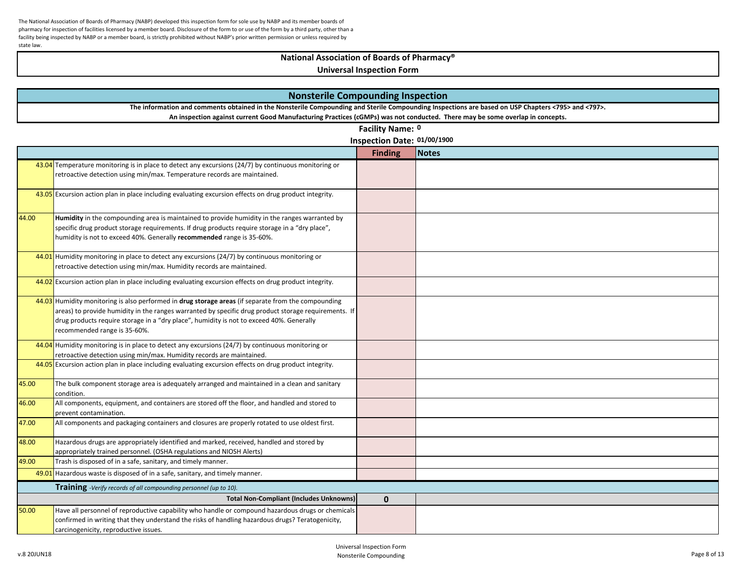The National Association of Boards of Pharmacy (NABP) developed this inspection form for sole use by NABP and its member boards of pharmacy for inspection of facilities licensed by a member board. Disclosure of the form to or use of the form by a third party, other than a facility being inspected by NABP or a member board, is strictly prohibited without NABP's prior written permission or unless required by state law.

# National Association of Boards of Pharmacy®

## Universal Inspection Form

## Nonsterile Compounding Inspection

**The information and comments obtained in the Nonsterile Compounding and Sterile Compounding Inspections are based on USP Chapters <795> and <797>.**
**An inspection against current Good Manufacturing Practices (cGMPs) was not conducted. There may be some overlap in concepts.**

**Facility Name:** 0

**Inspection Date:** 01/00/1900

| | | Finding | Notes |
|---|---|---|---|
| 43.04 | Temperature monitoring is in place to detect any excursions (24/7) by continuous monitoring or retroactive detection using min/max. Temperature records are maintained. | | |
| 43.05 | Excursion action plan in place including evaluating excursion effects on drug product integrity. | | |
| 44.00 | **Humidity** in the compounding area is maintained to provide humidity in the ranges warranted by specific drug product storage requirements. If drug products require storage in a "dry place", humidity is not to exceed 40%. Generally **recommended** range is 35-60%. | | |
| 44.01 | Humidity monitoring in place to detect any excursions (24/7) by continuous monitoring or retroactive detection using min/max. Humidity records are maintained. | | |
| 44.02 | Excursion action plan in place including evaluating excursion effects on drug product integrity. | | |
| 44.03 | Humidity monitoring is also performed in **drug storage areas** (if separate from the compounding areas) to provide humidity in the ranges warranted by specific drug product storage requirements. If drug products require storage in a "dry place", humidity is not to exceed 40%. Generally recommended range is 35-60%. | | |
| 44.04 | Humidity monitoring is in place to detect any excursions (24/7) by continuous monitoring or retroactive detection using min/max. Humidity records are maintained. | | |
| 44.05 | Excursion action plan in place including evaluating excursion effects on drug product integrity. | | |
| 45.00 | The bulk component storage area is adequately arranged and maintained in a clean and sanitary condition. | | |
| 46.00 | All components, equipment, and containers are stored off the floor, and handled and stored to prevent contamination. | | |
| 47.00 | All components and packaging containers and closures are properly rotated to use oldest first. | | |
| 48.00 | Hazardous drugs are appropriately identified and marked, received, handled and stored by appropriately trained personnel. (OSHA regulations and NIOSH Alerts) | | |
| 49.00 | Trash is disposed of in a safe, sanitary, and timely manner. | | |
| 49.01 | Hazardous waste is disposed of in a safe, sanitary, and timely manner. | | |
| | **Training** *-Verify records of all compounding personnel (up to 10).* | | |
| | **Total Non-Compliant (Includes Unknowns)** | **0** | |
| 50.00 | Have all personnel of reproductive capability who handle or compound hazardous drugs or chemicals confirmed in writing that they understand the risks of handling hazardous drugs? Teratogenicity, carcinogenicity, reproductive issues. | | |

v.8 20JUN18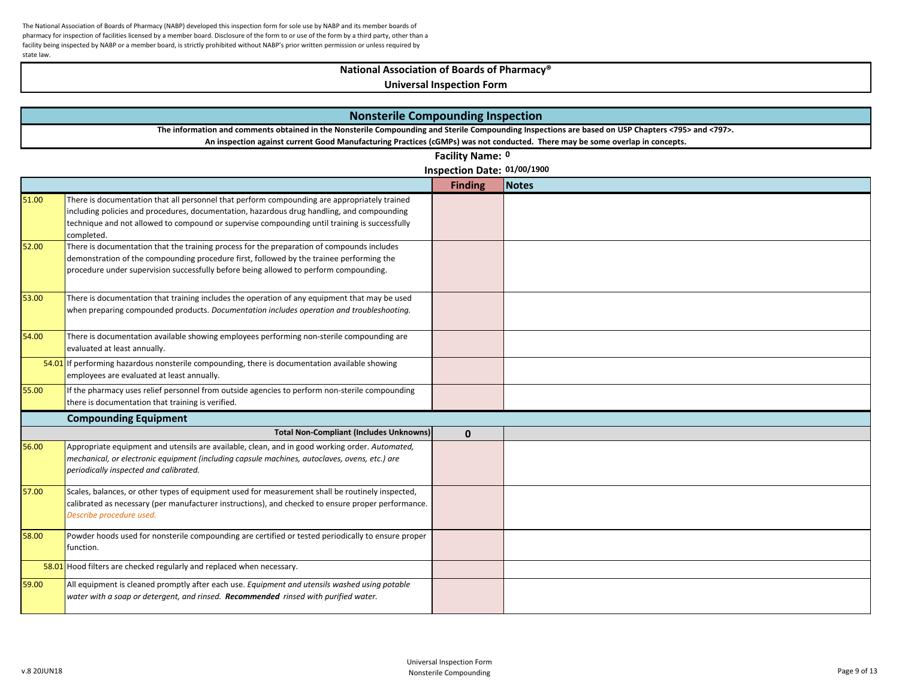The National Association of Boards of Pharmacy (NABP) developed this inspection form for sole use by NABP and its member boards of pharmacy for inspection of facilities licensed by a member board. Disclosure of the form to or use of the form by a third party, other than a facility being inspected by NABP or a member board, is strictly prohibited without NABP's prior written permission or unless required by state law.

# National Association of Boards of Pharmacy®

## Universal Inspection Form

## Nonsterile Compounding Inspection

**The information and comments obtained in the Nonsterile Compounding and Sterile Compounding Inspections are based on USP Chapters <795> and <797>.**

**An inspection against current Good Manufacturing Practices (cGMPs) was not conducted. There may be some overlap in concepts.**

**Facility Name:** 0

**Inspection Date:** 01/00/1900

| | | Finding | Notes |
|---|---|---|---|
| 51.00 | There is documentation that all personnel that perform compounding are appropriately trained including policies and procedures, documentation, hazardous drug handling, and compounding technique and not allowed to compound or supervise compounding until training is successfully completed. | | |
| 52.00 | There is documentation that the training process for the preparation of compounds includes demonstration of the compounding procedure first, followed by the trainee performing the procedure under supervision successfully before being allowed to perform compounding. | | |
| 53.00 | There is documentation that training includes the operation of any equipment that may be used when preparing compounded products. *Documentation includes operation and troubleshooting.* | | |
| 54.00 | There is documentation available showing employees performing non-sterile compounding are evaluated at least annually. | | |
| 54.01 | If performing hazardous nonsterile compounding, there is documentation available showing employees are evaluated at least annually. | | |
| 55.00 | If the pharmacy uses relief personnel from outside agencies to perform non-sterile compounding there is documentation that training is verified. | | |
| | **Compounding Equipment** | | |
| | **Total Non-Compliant (Includes Unknowns)** | **0** | |
| 56.00 | Appropriate equipment and utensils are available, clean, and in good working order. *Automated, mechanical, or electronic equipment (including capsule machines, autoclaves, ovens, etc.) are periodically inspected and calibrated.* | | |
| 57.00 | Scales, balances, or other types of equipment used for measurement shall be routinely inspected, calibrated as necessary (per manufacturer instructions), and checked to ensure proper performance. *Describe procedure used.* | | |
| 58.00 | Powder hoods used for nonsterile compounding are certified or tested periodically to ensure proper function. | | |
| 58.01 | Hood filters are checked regularly and replaced when necessary. | | |
| 59.00 | All equipment is cleaned promptly after each use. *Equipment and utensils washed using potable water with a soap or detergent, and rinsed.* ***Recommended*** *rinsed with purified water.* | | |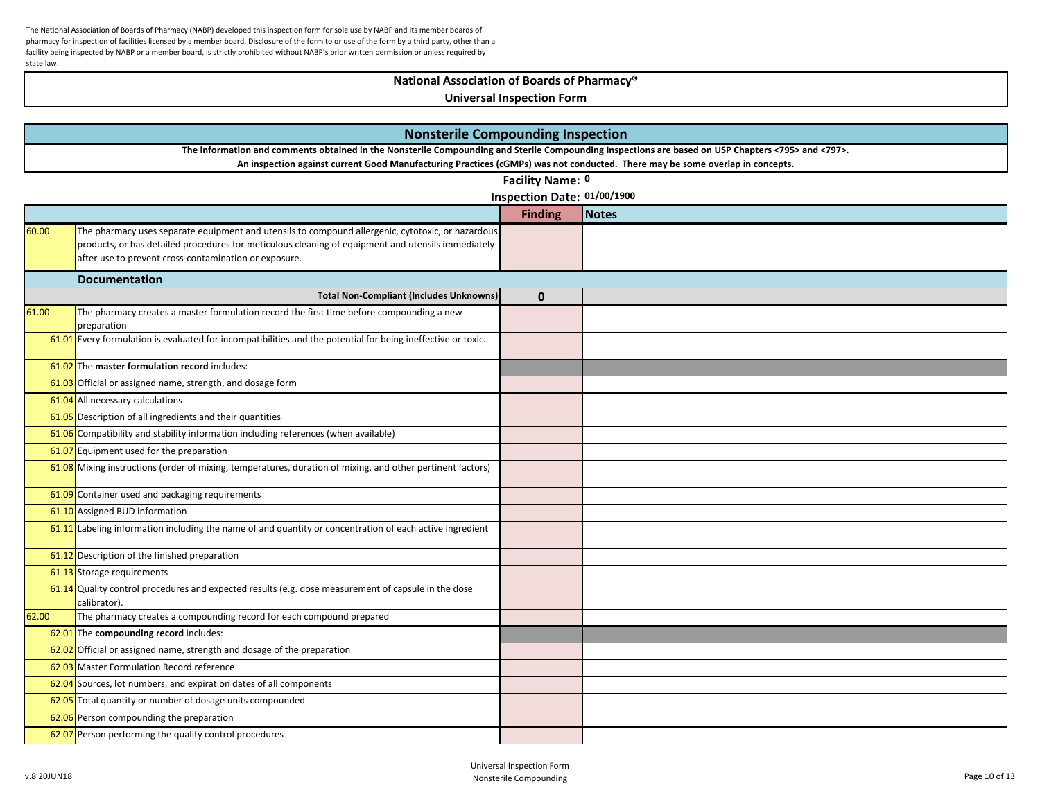The National Association of Boards of Pharmacy (NABP) developed this inspection form for sole use by NABP and its member boards of pharmacy for inspection of facilities licensed by a member board. Disclosure of the form to or use of the form by a third party, other than a facility being inspected by NABP or a member board, is strictly prohibited without NABP's prior written permission or unless required by state law.

# National Association of Boards of Pharmacy®
## Universal Inspection Form

## Nonsterile Compounding Inspection

**The information and comments obtained in the Nonsterile Compounding and Sterile Compounding Inspections are based on USP Chapters <795> and <797>.**
**An inspection against current Good Manufacturing Practices (cGMPs) was not conducted. There may be some overlap in concepts.**

**Facility Name:** 0
**Inspection Date:** 01/00/1900

| | | Finding | Notes |
|---|---|---|---|
| 60.00 | The pharmacy uses separate equipment and utensils to compound allergenic, cytotoxic, or hazardous products, or has detailed procedures for meticulous cleaning of equipment and utensils immediately after use to prevent cross-contamination or exposure. | | |
| | **Documentation** | | |
| | **Total Non-Compliant (Includes Unknowns)** | **0** | |
| 61.00 | The pharmacy creates a master formulation record the first time before compounding a new preparation | | |
| 61.01 | Every formulation is evaluated for incompatibilities and the potential for being ineffective or toxic. | | |
| 61.02 | The **master formulation record** includes: | | |
| 61.03 | Official or assigned name, strength, and dosage form | | |
| 61.04 | All necessary calculations | | |
| 61.05 | Description of all ingredients and their quantities | | |
| 61.06 | Compatibility and stability information including references (when available) | | |
| 61.07 | Equipment used for the preparation | | |
| 61.08 | Mixing instructions (order of mixing, temperatures, duration of mixing, and other pertinent factors) | | |
| 61.09 | Container used and packaging requirements | | |
| 61.10 | Assigned BUD information | | |
| 61.11 | Labeling information including the name of and quantity or concentration of each active ingredient | | |
| 61.12 | Description of the finished preparation | | |
| 61.13 | Storage requirements | | |
| 61.14 | Quality control procedures and expected results (e.g. dose measurement of capsule in the dose calibrator). | | |
| 62.00 | The pharmacy creates a compounding record for each compound prepared | | |
| 62.01 | The **compounding record** includes: | | |
| 62.02 | Official or assigned name, strength and dosage of the preparation | | |
| 62.03 | Master Formulation Record reference | | |
| 62.04 | Sources, lot numbers, and expiration dates of all components | | |
| 62.05 | Total quantity or number of dosage units compounded | | |
| 62.06 | Person compounding the preparation | | |
| 62.07 | Person performing the quality control procedures | | |

v.8 20JUN18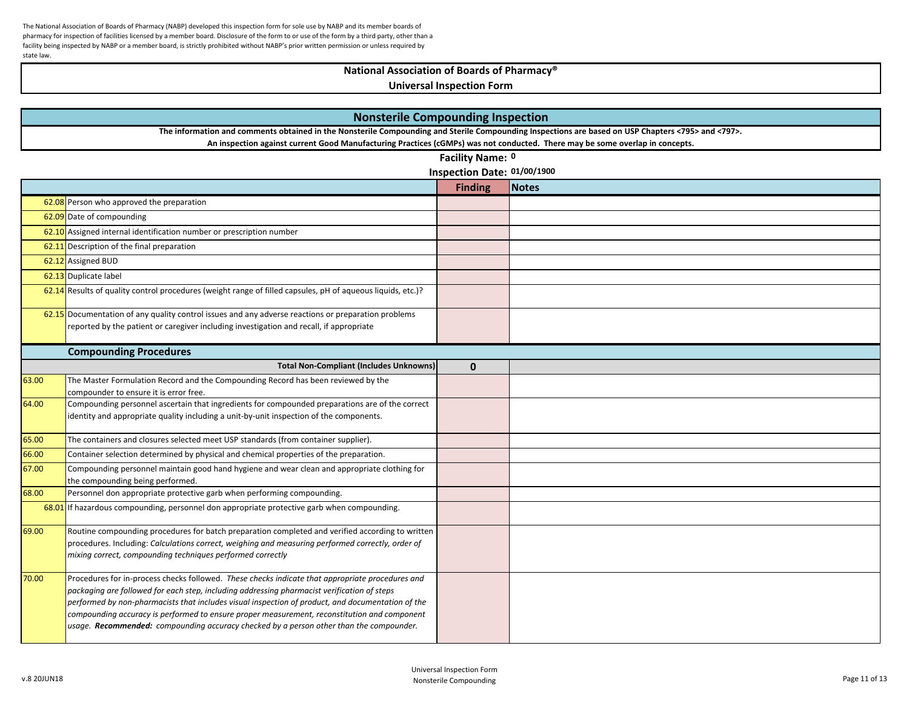The National Association of Boards of Pharmacy (NABP) developed this inspection form for sole use by NABP and its member boards of pharmacy for inspection of facilities licensed by a member board. Disclosure of the form to or use of the form by a third party, other than a facility being inspected by NABP or a member board, is strictly prohibited without NABP's prior written permission or unless required by state law.

# National Association of Boards of Pharmacy®
## Universal Inspection Form

## Nonsterile Compounding Inspection

**The information and comments obtained in the Nonsterile Compounding and Sterile Compounding Inspections are based on USP Chapters <795> and <797>.**
**An inspection against current Good Manufacturing Practices (cGMPs) was not conducted. There may be some overlap in concepts.**

**Facility Name:** 0
**Inspection Date:** 01/00/1900

| | | Finding | Notes |
|---|---|---|---|
| 62.08 | Person who approved the preparation | | |
| 62.09 | Date of compounding | | |
| 62.10 | Assigned internal identification number or prescription number | | |
| 62.11 | Description of the final preparation | | |
| 62.12 | Assigned BUD | | |
| 62.13 | Duplicate label | | |
| 62.14 | Results of quality control procedures (weight range of filled capsules, pH of aqueous liquids, etc.)? | | |
| 62.15 | Documentation of any quality control issues and any adverse reactions or preparation problems reported by the patient or caregiver including investigation and recall, if appropriate | | |
| | **Compounding Procedures** | | |
| | **Total Non-Compliant (Includes Unknowns)** | **0** | |
| 63.00 | The Master Formulation Record and the Compounding Record has been reviewed by the compounder to ensure it is error free. | | |
| 64.00 | Compounding personnel ascertain that ingredients for compounded preparations are of the correct identity and appropriate quality including a unit-by-unit inspection of the components. | | |
| 65.00 | The containers and closures selected meet USP standards (from container supplier). | | |
| 66.00 | Container selection determined by physical and chemical properties of the preparation. | | |
| 67.00 | Compounding personnel maintain good hand hygiene and wear clean and appropriate clothing for the compounding being performed. | | |
| 68.00 | Personnel don appropriate protective garb when performing compounding. | | |
| 68.01 | If hazardous compounding, personnel don appropriate protective garb when compounding. | | |
| 69.00 | Routine compounding procedures for batch preparation completed and verified according to written procedures. Including: *Calculations correct, weighing and measuring performed correctly, order of mixing correct, compounding techniques performed correctly* | | |
| 70.00 | Procedures for in-process checks followed. *These checks indicate that appropriate procedures and packaging are followed for each step, including addressing pharmacist verification of steps performed by non-pharmacists that includes visual inspection of product, and documentation of the compounding accuracy is performed to ensure proper measurement, reconstitution and component usage.* ***Recommended:*** *compounding accuracy checked by a person other than the compounder.* | | |

v.8 20JUN18

Universal Inspection Form
Nonsterile Compounding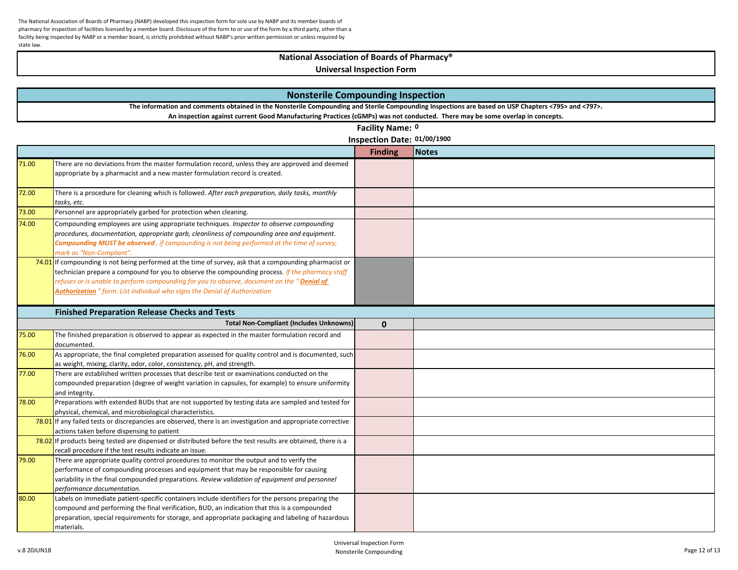The National Association of Boards of Pharmacy (NABP) developed this inspection form for sole use by NABP and its member boards of pharmacy for inspection of facilities licensed by a member board. Disclosure of the form to or use of the form by a third party, other than a facility being inspected by NABP or a member board, is strictly prohibited without NABP's prior written permission or unless required by state law.

# National Association of Boards of Pharmacy®

## Universal Inspection Form

## Nonsterile Compounding Inspection

**The information and comments obtained in the Nonsterile Compounding and Sterile Compounding Inspections are based on USP Chapters <795> and <797>.**

**An inspection against current Good Manufacturing Practices (cGMPs) was not conducted. There may be some overlap in concepts.**

**Facility Name:** 0

**Inspection Date:** 01/00/1900

| | | Finding | Notes |
|---|---|---|---|
| 71.00 | There are no deviations from the master formulation record, unless they are approved and deemed appropriate by a pharmacist and a new master formulation record is created. | | |
| 72.00 | There is a procedure for cleaning which is followed. *After each preparation, daily tasks, monthly tasks, etc.* | | |
| 73.00 | Personnel are appropriately garbed for protection when cleaning. | | |
| 74.00 | Compounding employees are using appropriate techniques. *Inspector to observe compounding procedures, documentation, appropriate garb, cleanliness of compounding area and equipment.* ***Compounding MUST be observed**, if compounding is not being performed at the time of survey, mark as "Non-Compliant".* | | |
| 74.01 | If compounding is not being performed at the time of survey, ask that a compounding pharmacist or technician prepare a compound for you to observe the compounding process. *If the pharmacy staff refuses or is unable to perform compounding for you to observe, document on the "**Denial of Authorization**" form. List individual who signs the Denial of Authorization* | | |
| | **Finished Preparation Release Checks and Tests** | | |
| | **Total Non-Compliant (Includes Unknowns)** | **0** | |
| 75.00 | The finished preparation is observed to appear as expected in the master formulation record and documented. | | |
| 76.00 | As appropriate, the final completed preparation assessed for quality control and is documented, such as weight, mixing, clarity, odor, color, consistency, pH, and strength. | | |
| 77.00 | There are established written processes that describe test or examinations conducted on the compounded preparation (degree of weight variation in capsules, for example) to ensure uniformity and integrity. | | |
| 78.00 | Preparations with extended BUDs that are not supported by testing data are sampled and tested for physical, chemical, and microbiological characteristics. | | |
| 78.01 | If any failed tests or discrepancies are observed, there is an investigation and appropriate corrective actions taken before dispensing to patient | | |
| 78.02 | If products being tested are dispensed or distributed before the test results are obtained, there is a recall procedure if the test results indicate an issue. | | |
| 79.00 | There are appropriate quality control procedures to monitor the output and to verify the performance of compounding processes and equipment that may be responsible for causing variability in the final compounded preparations. *Review validation of equipment and personnel performance documentation.* | | |
| 80.00 | Labels on immediate patient-specific containers include identifiers for the persons preparing the compound and performing the final verification, BUD, an indication that this is a compounded preparation, special requirements for storage, and appropriate packaging and labeling of hazardous materials. | | |

v.8 20JUN18

Universal Inspection Form
Nonsterile Compounding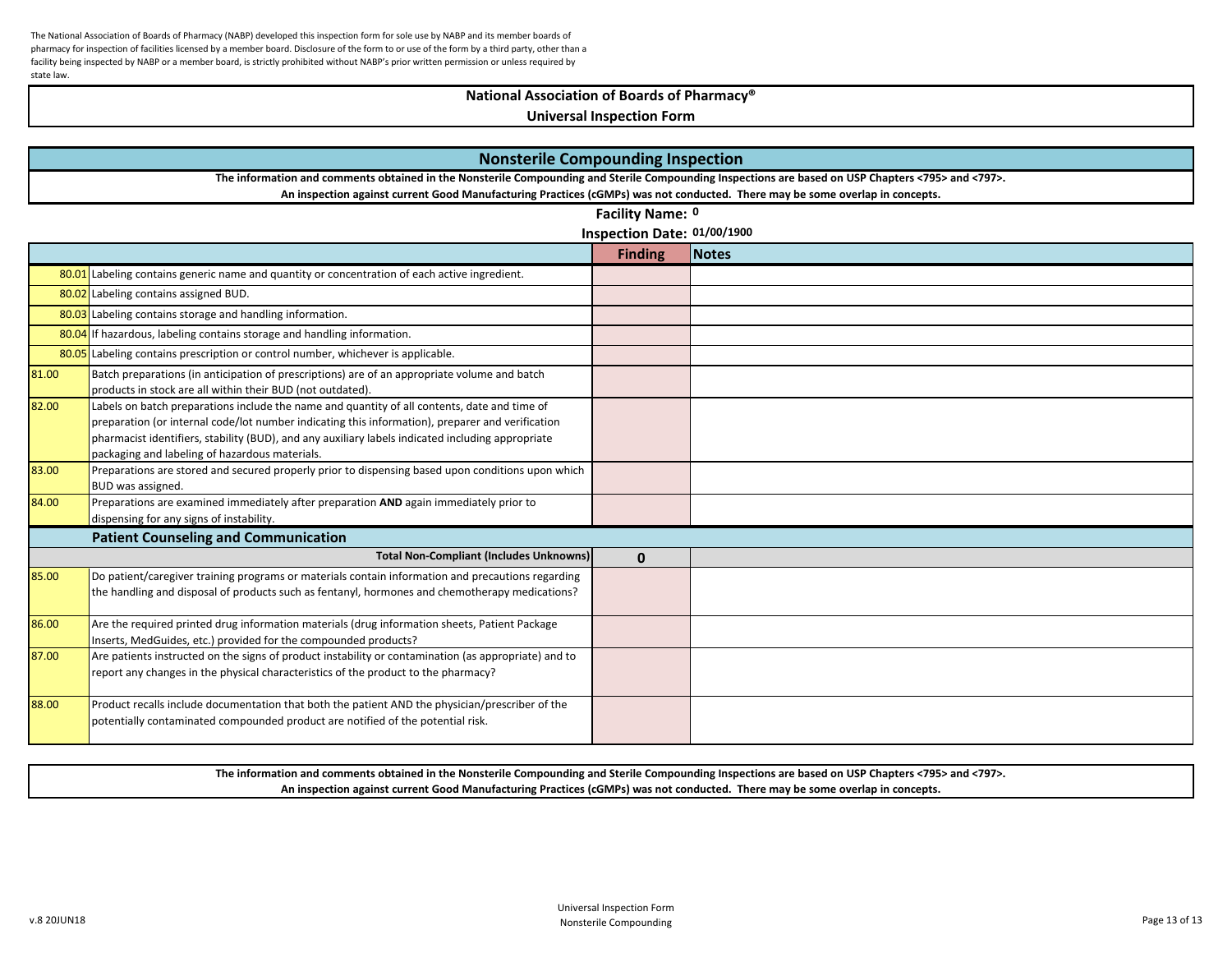The National Association of Boards of Pharmacy (NABP) developed this inspection form for sole use by NABP and its member boards of pharmacy for inspection of facilities licensed by a member board. Disclosure of the form to or use of the form by a third party, other than a facility being inspected by NABP or a member board, is strictly prohibited without NABP's prior written permission or unless required by state law.

**National Association of Boards of Pharmacy®**

**Universal Inspection Form**

## Nonsterile Compounding Inspection

**The information and comments obtained in the Nonsterile Compounding and Sterile Compounding Inspections are based on USP Chapters <795> and <797>.**
**An inspection against current Good Manufacturing Practices (cGMPs) was not conducted. There may be some overlap in concepts.**

**Facility Name:** 0

**Inspection Date:** 01/00/1900

| | | Finding | Notes |
|---|---|---|---|
| 80.01 | Labeling contains generic name and quantity or concentration of each active ingredient. | | |
| 80.02 | Labeling contains assigned BUD. | | |
| 80.03 | Labeling contains storage and handling information. | | |
| 80.04 | If hazardous, labeling contains storage and handling information. | | |
| 80.05 | Labeling contains prescription or control number, whichever is applicable. | | |
| 81.00 | Batch preparations (in anticipation of prescriptions) are of an appropriate volume and batch products in stock are all within their BUD (not outdated). | | |
| 82.00 | Labels on batch preparations include the name and quantity of all contents, date and time of preparation (or internal code/lot number indicating this information), preparer and verification pharmacist identifiers, stability (BUD), and any auxiliary labels indicated including appropriate packaging and labeling of hazardous materials. | | |
| 83.00 | Preparations are stored and secured properly prior to dispensing based upon conditions upon which BUD was assigned. | | |
| 84.00 | Preparations are examined immediately after preparation **AND** again immediately prior to dispensing for any signs of instability. | | |
| | **Patient Counseling and Communication** | | |
| | **Total Non-Compliant (Includes Unknowns)** | **0** | |
| 85.00 | Do patient/caregiver training programs or materials contain information and precautions regarding the handling and disposal of products such as fentanyl, hormones and chemotherapy medications? | | |
| 86.00 | Are the required printed drug information materials (drug information sheets, Patient Package Inserts, MedGuides, etc.) provided for the compounded products? | | |
| 87.00 | Are patients instructed on the signs of product instability or contamination (as appropriate) and to report any changes in the physical characteristics of the product to the pharmacy? | | |
| 88.00 | Product recalls include documentation that both the patient AND the physician/prescriber of the potentially contaminated compounded product are notified of the potential risk. | | |

**The information and comments obtained in the Nonsterile Compounding and Sterile Compounding Inspections are based on USP Chapters <795> and <797>.**
**An inspection against current Good Manufacturing Practices (cGMPs) was not conducted. There may be some overlap in concepts.**